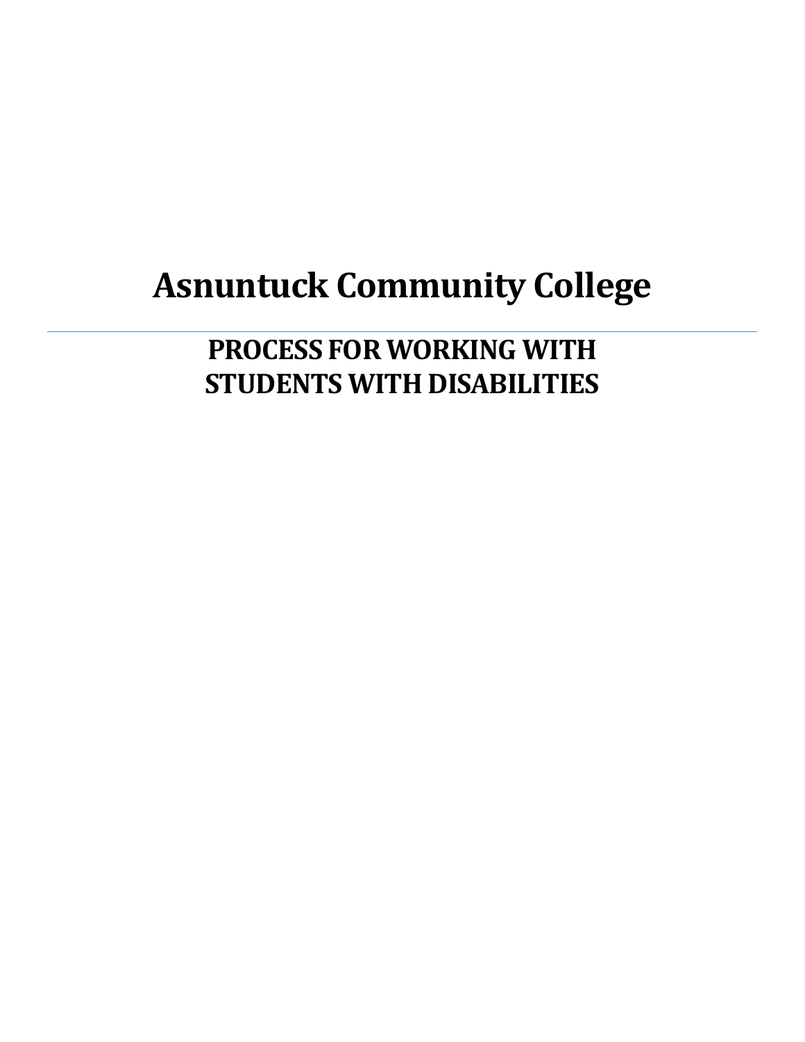# Asnuntuck Community College

---

## PROCESS FOR WORKING WITH STUDENTS WITH DISABILITIES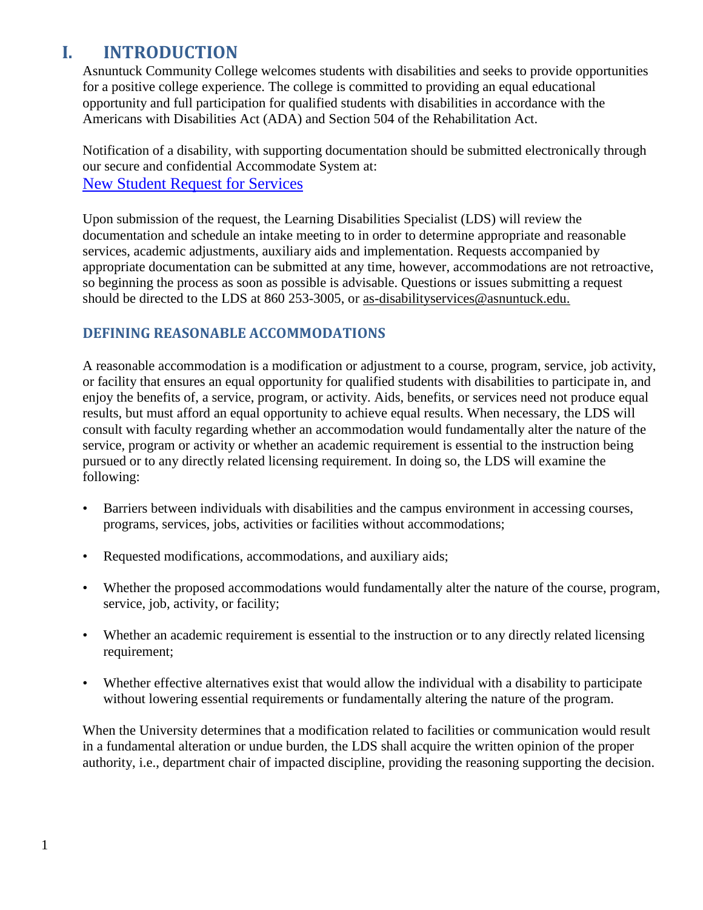# I. INTRODUCTION

Asnuntuck Community College welcomes students with disabilities and seeks to provide opportunities for a positive college experience. The college is committed to providing an equal educational opportunity and full participation for qualified students with disabilities in accordance with the Americans with Disabilities Act (ADA) and Section 504 of the Rehabilitation Act.

Notification of a disability, with supporting documentation should be submitted electronically through our secure and confidential Accommodate System at:
[New Student Request for Services]

Upon submission of the request, the Learning Disabilities Specialist (LDS) will review the documentation and schedule an intake meeting to in order to determine appropriate and reasonable services, academic adjustments, auxiliary aids and implementation. Requests accompanied by appropriate documentation can be submitted at any time, however, accommodations are not retroactive, so beginning the process as soon as possible is advisable. Questions or issues submitting a request should be directed to the LDS at 860 253-3005, or as-disabilityservices@asnuntuck.edu.

### DEFINING REASONABLE ACCOMMODATIONS

A reasonable accommodation is a modification or adjustment to a course, program, service, job activity, or facility that ensures an equal opportunity for qualified students with disabilities to participate in, and enjoy the benefits of, a service, program, or activity. Aids, benefits, or services need not produce equal results, but must afford an equal opportunity to achieve equal results. When necessary, the LDS will consult with faculty regarding whether an accommodation would fundamentally alter the nature of the service, program or activity or whether an academic requirement is essential to the instruction being pursued or to any directly related licensing requirement. In doing so, the LDS will examine the following:

- Barriers between individuals with disabilities and the campus environment in accessing courses, programs, services, jobs, activities or facilities without accommodations;
- Requested modifications, accommodations, and auxiliary aids;
- Whether the proposed accommodations would fundamentally alter the nature of the course, program, service, job, activity, or facility;
- Whether an academic requirement is essential to the instruction or to any directly related licensing requirement;
- Whether effective alternatives exist that would allow the individual with a disability to participate without lowering essential requirements or fundamentally altering the nature of the program.

When the University determines that a modification related to facilities or communication would result in a fundamental alteration or undue burden, the LDS shall acquire the written opinion of the proper authority, i.e., department chair of impacted discipline, providing the reasoning supporting the decision.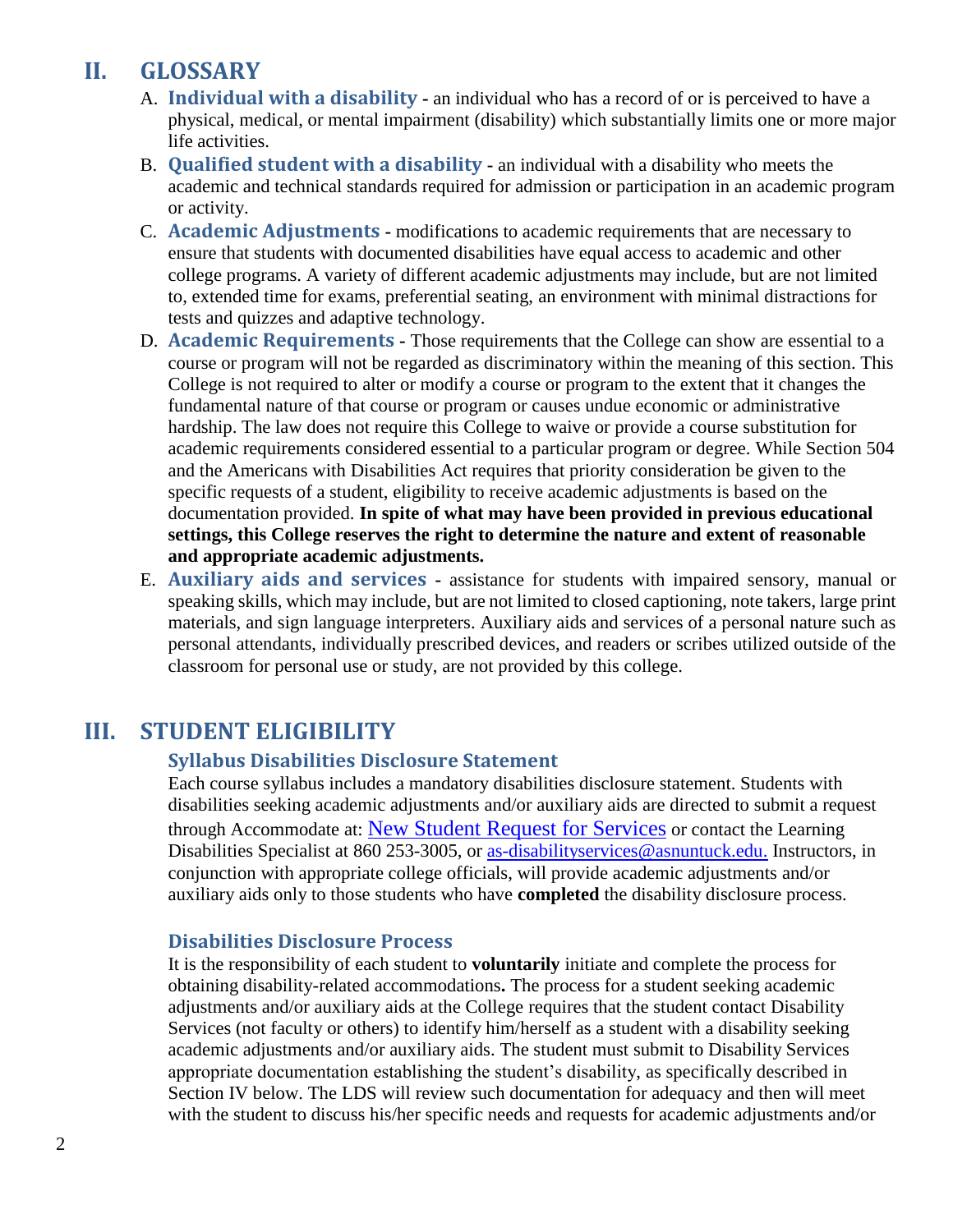## II. GLOSSARY

A. **Individual with a disability** - an individual who has a record of or is perceived to have a physical, medical, or mental impairment (disability) which substantially limits one or more major life activities.

B. **Qualified student with a disability** - an individual with a disability who meets the academic and technical standards required for admission or participation in an academic program or activity.

C. **Academic Adjustments** - modifications to academic requirements that are necessary to ensure that students with documented disabilities have equal access to academic and other college programs. A variety of different academic adjustments may include, but are not limited to, extended time for exams, preferential seating, an environment with minimal distractions for tests and quizzes and adaptive technology.

D. **Academic Requirements** - Those requirements that the College can show are essential to a course or program will not be regarded as discriminatory within the meaning of this section. This College is not required to alter or modify a course or program to the extent that it changes the fundamental nature of that course or program or causes undue economic or administrative hardship. The law does not require this College to waive or provide a course substitution for academic requirements considered essential to a particular program or degree. While Section 504 and the Americans with Disabilities Act requires that priority consideration be given to the specific requests of a student, eligibility to receive academic adjustments is based on the documentation provided. **In spite of what may have been provided in previous educational settings, this College reserves the right to determine the nature and extent of reasonable and appropriate academic adjustments.**

E. **Auxiliary aids and services** - assistance for students with impaired sensory, manual or speaking skills, which may include, but are not limited to closed captioning, note takers, large print materials, and sign language interpreters. Auxiliary aids and services of a personal nature such as personal attendants, individually prescribed devices, and readers or scribes utilized outside of the classroom for personal use or study, are not provided by this college.

## III. STUDENT ELIGIBILITY

### Syllabus Disabilities Disclosure Statement

Each course syllabus includes a mandatory disabilities disclosure statement. Students with disabilities seeking academic adjustments and/or auxiliary aids are directed to submit a request through Accommodate at: New Student Request for Services or contact the Learning Disabilities Specialist at 860 253-3005, or as-disabilityservices@asnuntuck.edu. Instructors, in conjunction with appropriate college officials, will provide academic adjustments and/or auxiliary aids only to those students who have **completed** the disability disclosure process.

### Disabilities Disclosure Process

It is the responsibility of each student to **voluntarily** initiate and complete the process for obtaining disability-related accommodations**.** The process for a student seeking academic adjustments and/or auxiliary aids at the College requires that the student contact Disability Services (not faculty or others) to identify him/herself as a student with a disability seeking academic adjustments and/or auxiliary aids. The student must submit to Disability Services appropriate documentation establishing the student's disability, as specifically described in Section IV below. The LDS will review such documentation for adequacy and then will meet with the student to discuss his/her specific needs and requests for academic adjustments and/or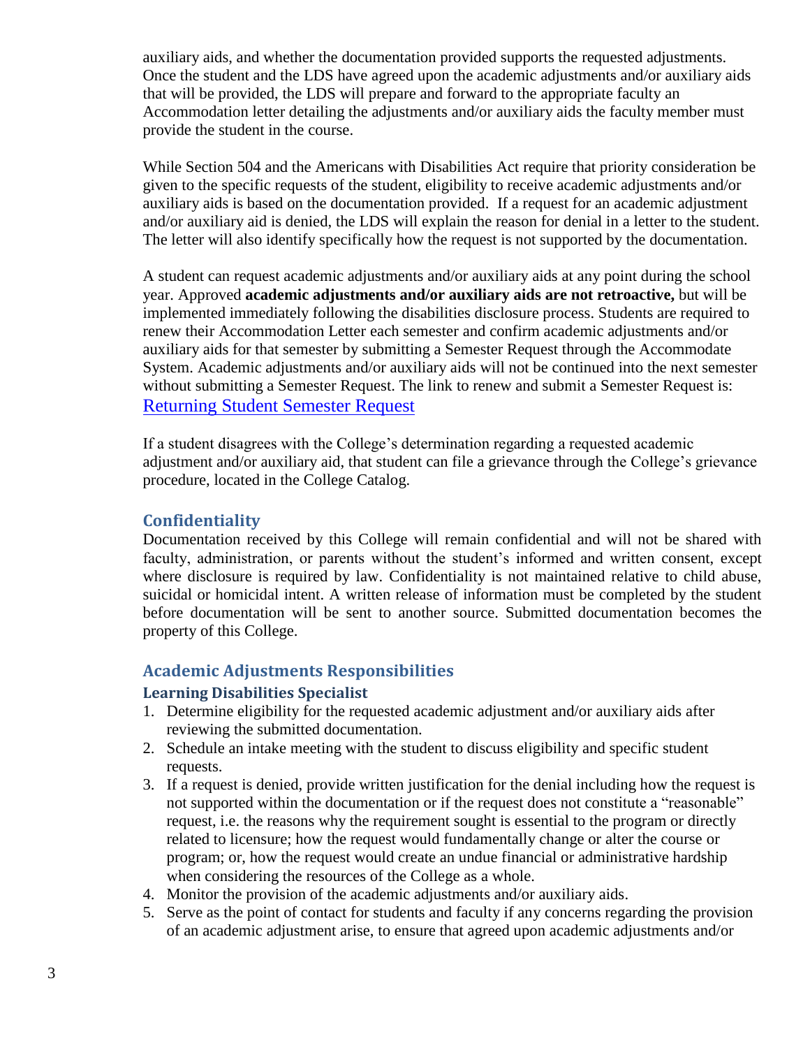auxiliary aids, and whether the documentation provided supports the requested adjustments. Once the student and the LDS have agreed upon the academic adjustments and/or auxiliary aids that will be provided, the LDS will prepare and forward to the appropriate faculty an Accommodation letter detailing the adjustments and/or auxiliary aids the faculty member must provide the student in the course.

While Section 504 and the Americans with Disabilities Act require that priority consideration be given to the specific requests of the student, eligibility to receive academic adjustments and/or auxiliary aids is based on the documentation provided. If a request for an academic adjustment and/or auxiliary aid is denied, the LDS will explain the reason for denial in a letter to the student. The letter will also identify specifically how the request is not supported by the documentation.

A student can request academic adjustments and/or auxiliary aids at any point during the school year. Approved **academic adjustments and/or auxiliary aids are not retroactive,** but will be implemented immediately following the disabilities disclosure process. Students are required to renew their Accommodation Letter each semester and confirm academic adjustments and/or auxiliary aids for that semester by submitting a Semester Request through the Accommodate System. Academic adjustments and/or auxiliary aids will not be continued into the next semester without submitting a Semester Request. The link to renew and submit a Semester Request is: Returning Student Semester Request

If a student disagrees with the College's determination regarding a requested academic adjustment and/or auxiliary aid, that student can file a grievance through the College's grievance procedure, located in the College Catalog.

## Confidentiality

Documentation received by this College will remain confidential and will not be shared with faculty, administration, or parents without the student's informed and written consent, except where disclosure is required by law. Confidentiality is not maintained relative to child abuse, suicidal or homicidal intent. A written release of information must be completed by the student before documentation will be sent to another source. Submitted documentation becomes the property of this College.

## Academic Adjustments Responsibilities

### Learning Disabilities Specialist

1. Determine eligibility for the requested academic adjustment and/or auxiliary aids after reviewing the submitted documentation.
2. Schedule an intake meeting with the student to discuss eligibility and specific student requests.
3. If a request is denied, provide written justification for the denial including how the request is not supported within the documentation or if the request does not constitute a "reasonable" request, i.e. the reasons why the requirement sought is essential to the program or directly related to licensure; how the request would fundamentally change or alter the course or program; or, how the request would create an undue financial or administrative hardship when considering the resources of the College as a whole.
4. Monitor the provision of the academic adjustments and/or auxiliary aids.
5. Serve as the point of contact for students and faculty if any concerns regarding the provision of an academic adjustment arise, to ensure that agreed upon academic adjustments and/or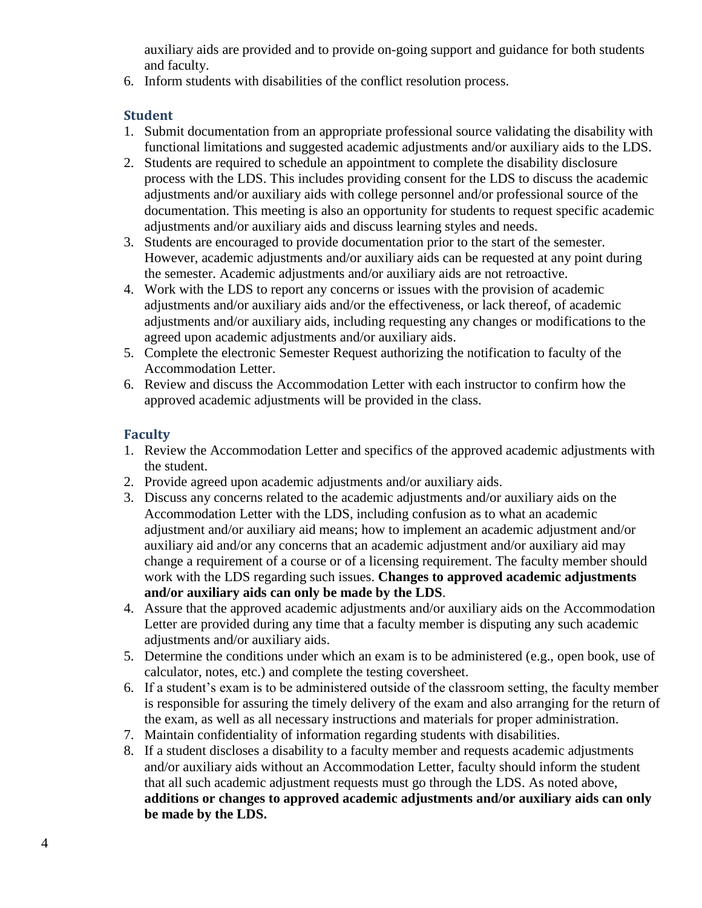auxiliary aids are provided and to provide on-going support and guidance for both students and faculty.

6. Inform students with disabilities of the conflict resolution process.

### Student

1. Submit documentation from an appropriate professional source validating the disability with functional limitations and suggested academic adjustments and/or auxiliary aids to the LDS.
2. Students are required to schedule an appointment to complete the disability disclosure process with the LDS. This includes providing consent for the LDS to discuss the academic adjustments and/or auxiliary aids with college personnel and/or professional source of the documentation. This meeting is also an opportunity for students to request specific academic adjustments and/or auxiliary aids and discuss learning styles and needs.
3. Students are encouraged to provide documentation prior to the start of the semester. However, academic adjustments and/or auxiliary aids can be requested at any point during the semester. Academic adjustments and/or auxiliary aids are not retroactive.
4. Work with the LDS to report any concerns or issues with the provision of academic adjustments and/or auxiliary aids and/or the effectiveness, or lack thereof, of academic adjustments and/or auxiliary aids, including requesting any changes or modifications to the agreed upon academic adjustments and/or auxiliary aids.
5. Complete the electronic Semester Request authorizing the notification to faculty of the Accommodation Letter.
6. Review and discuss the Accommodation Letter with each instructor to confirm how the approved academic adjustments will be provided in the class.

### Faculty

1. Review the Accommodation Letter and specifics of the approved academic adjustments with the student.
2. Provide agreed upon academic adjustments and/or auxiliary aids.
3. Discuss any concerns related to the academic adjustments and/or auxiliary aids on the Accommodation Letter with the LDS, including confusion as to what an academic adjustment and/or auxiliary aid means; how to implement an academic adjustment and/or auxiliary aid and/or any concerns that an academic adjustment and/or auxiliary aid may change a requirement of a course or of a licensing requirement. The faculty member should work with the LDS regarding such issues. **Changes to approved academic adjustments and/or auxiliary aids can only be made by the LDS**.
4. Assure that the approved academic adjustments and/or auxiliary aids on the Accommodation Letter are provided during any time that a faculty member is disputing any such academic adjustments and/or auxiliary aids.
5. Determine the conditions under which an exam is to be administered (e.g., open book, use of calculator, notes, etc.) and complete the testing coversheet.
6. If a student's exam is to be administered outside of the classroom setting, the faculty member is responsible for assuring the timely delivery of the exam and also arranging for the return of the exam, as well as all necessary instructions and materials for proper administration.
7. Maintain confidentiality of information regarding students with disabilities.
8. If a student discloses a disability to a faculty member and requests academic adjustments and/or auxiliary aids without an Accommodation Letter, faculty should inform the student that all such academic adjustment requests must go through the LDS. As noted above, **additions or changes to approved academic adjustments and/or auxiliary aids can only be made by the LDS.**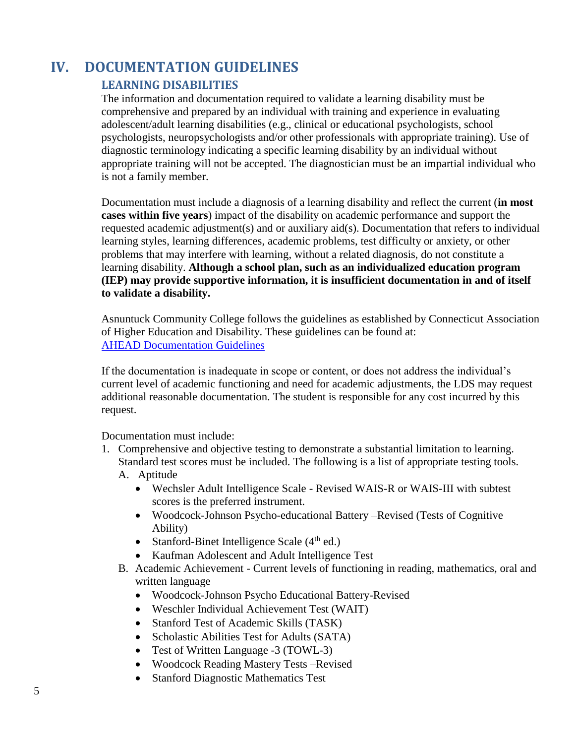# IV. DOCUMENTATION GUIDELINES

## LEARNING DISABILITIES

The information and documentation required to validate a learning disability must be comprehensive and prepared by an individual with training and experience in evaluating adolescent/adult learning disabilities (e.g., clinical or educational psychologists, school psychologists, neuropsychologists and/or other professionals with appropriate training). Use of diagnostic terminology indicating a specific learning disability by an individual without appropriate training will not be accepted. The diagnostician must be an impartial individual who is not a family member.

Documentation must include a diagnosis of a learning disability and reflect the current (**in most cases within five years**) impact of the disability on academic performance and support the requested academic adjustment(s) and or auxiliary aid(s). Documentation that refers to individual learning styles, learning differences, academic problems, test difficulty or anxiety, or other problems that may interfere with learning, without a related diagnosis, do not constitute a learning disability. **Although a school plan, such as an individualized education program (IEP) may provide supportive information, it is insufficient documentation in and of itself to validate a disability.**

Asnuntuck Community College follows the guidelines as established by Connecticut Association of Higher Education and Disability. These guidelines can be found at:
[AHEAD Documentation Guidelines]

If the documentation is inadequate in scope or content, or does not address the individual's current level of academic functioning and need for academic adjustments, the LDS may request additional reasonable documentation. The student is responsible for any cost incurred by this request.

Documentation must include:

1. Comprehensive and objective testing to demonstrate a substantial limitation to learning. Standard test scores must be included. The following is a list of appropriate testing tools.
   A. Aptitude
      - Wechsler Adult Intelligence Scale - Revised WAIS-R or WAIS-III with subtest scores is the preferred instrument.
      - Woodcock-Johnson Psycho-educational Battery –Revised (Tests of Cognitive Ability)
      - Stanford-Binet Intelligence Scale (4th ed.)
      - Kaufman Adolescent and Adult Intelligence Test

   B. Academic Achievement - Current levels of functioning in reading, mathematics, oral and written language
      - Woodcock-Johnson Psycho Educational Battery-Revised
      - Weschler Individual Achievement Test (WAIT)
      - Stanford Test of Academic Skills (TASK)
      - Scholastic Abilities Test for Adults (SATA)
      - Test of Written Language -3 (TOWL-3)
      - Woodcock Reading Mastery Tests –Revised
      - Stanford Diagnostic Mathematics Test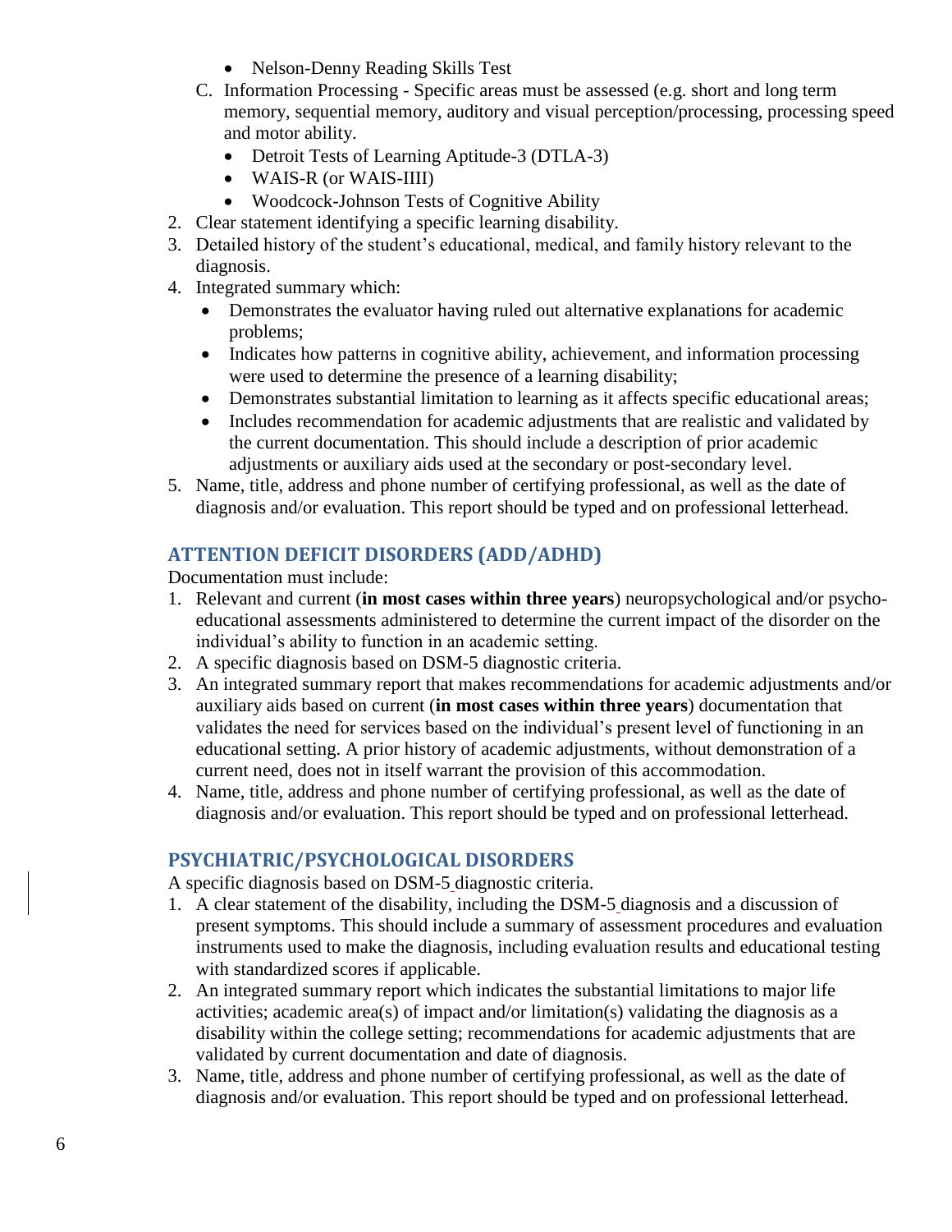- Nelson-Denny Reading Skills Test

C. Information Processing - Specific areas must be assessed (e.g. short and long term memory, sequential memory, auditory and visual perception/processing, processing speed and motor ability.
   - Detroit Tests of Learning Aptitude-3 (DTLA-3)
   - WAIS-R (or WAIS-IIII)
   - Woodcock-Johnson Tests of Cognitive Ability

2. Clear statement identifying a specific learning disability.
3. Detailed history of the student's educational, medical, and family history relevant to the diagnosis.
4. Integrated summary which:
   - Demonstrates the evaluator having ruled out alternative explanations for academic problems;
   - Indicates how patterns in cognitive ability, achievement, and information processing were used to determine the presence of a learning disability;
   - Demonstrates substantial limitation to learning as it affects specific educational areas;
   - Includes recommendation for academic adjustments that are realistic and validated by the current documentation. This should include a description of prior academic adjustments or auxiliary aids used at the secondary or post-secondary level.
5. Name, title, address and phone number of certifying professional, as well as the date of diagnosis and/or evaluation. This report should be typed and on professional letterhead.

## ATTENTION DEFICIT DISORDERS (ADD/ADHD)

Documentation must include:

1. Relevant and current (**in most cases within three years**) neuropsychological and/or psycho-educational assessments administered to determine the current impact of the disorder on the individual's ability to function in an academic setting.
2. A specific diagnosis based on DSM-5 diagnostic criteria.
3. An integrated summary report that makes recommendations for academic adjustments and/or auxiliary aids based on current (**in most cases within three years**) documentation that validates the need for services based on the individual's present level of functioning in an educational setting. A prior history of academic adjustments, without demonstration of a current need, does not in itself warrant the provision of this accommodation.
4. Name, title, address and phone number of certifying professional, as well as the date of diagnosis and/or evaluation. This report should be typed and on professional letterhead.

## PSYCHIATRIC/PSYCHOLOGICAL DISORDERS

A specific diagnosis based on DSM-5 diagnostic criteria.

1. A clear statement of the disability, including the DSM-5 diagnosis and a discussion of present symptoms. This should include a summary of assessment procedures and evaluation instruments used to make the diagnosis, including evaluation results and educational testing with standardized scores if applicable.
2. An integrated summary report which indicates the substantial limitations to major life activities; academic area(s) of impact and/or limitation(s) validating the diagnosis as a disability within the college setting; recommendations for academic adjustments that are validated by current documentation and date of diagnosis.
3. Name, title, address and phone number of certifying professional, as well as the date of diagnosis and/or evaluation. This report should be typed and on professional letterhead.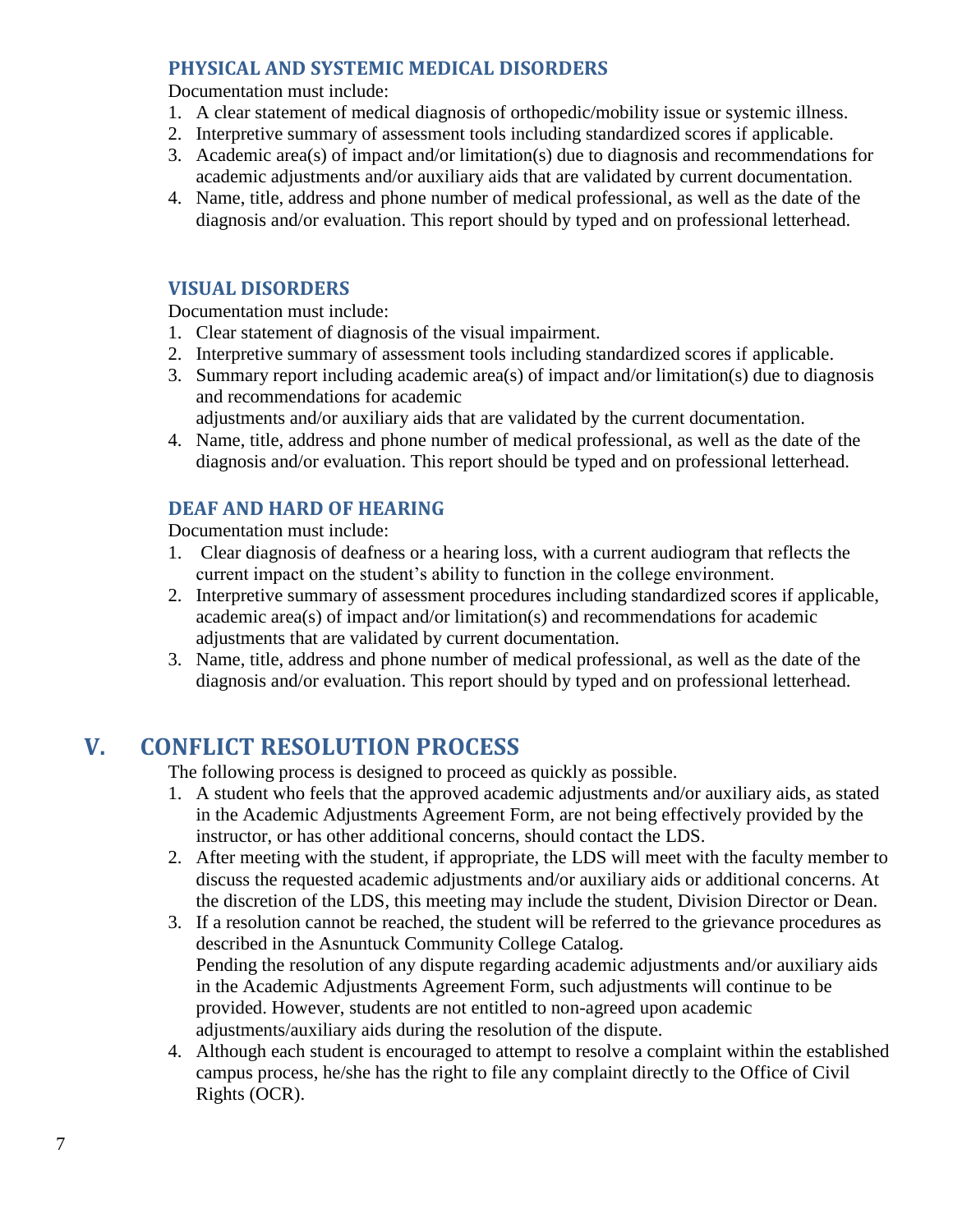### PHYSICAL AND SYSTEMIC MEDICAL DISORDERS

Documentation must include:

1. A clear statement of medical diagnosis of orthopedic/mobility issue or systemic illness.
2. Interpretive summary of assessment tools including standardized scores if applicable.
3. Academic area(s) of impact and/or limitation(s) due to diagnosis and recommendations for academic adjustments and/or auxiliary aids that are validated by current documentation.
4. Name, title, address and phone number of medical professional, as well as the date of the diagnosis and/or evaluation. This report should by typed and on professional letterhead.

### VISUAL DISORDERS

Documentation must include:

1. Clear statement of diagnosis of the visual impairment.
2. Interpretive summary of assessment tools including standardized scores if applicable.
3. Summary report including academic area(s) of impact and/or limitation(s) due to diagnosis and recommendations for academic
   adjustments and/or auxiliary aids that are validated by the current documentation.
4. Name, title, address and phone number of medical professional, as well as the date of the diagnosis and/or evaluation. This report should be typed and on professional letterhead.

### DEAF AND HARD OF HEARING

Documentation must include:

1. Clear diagnosis of deafness or a hearing loss, with a current audiogram that reflects the current impact on the student's ability to function in the college environment.
2. Interpretive summary of assessment procedures including standardized scores if applicable, academic area(s) of impact and/or limitation(s) and recommendations for academic adjustments that are validated by current documentation.
3. Name, title, address and phone number of medical professional, as well as the date of the diagnosis and/or evaluation. This report should by typed and on professional letterhead.

## V. CONFLICT RESOLUTION PROCESS

The following process is designed to proceed as quickly as possible.

1. A student who feels that the approved academic adjustments and/or auxiliary aids, as stated in the Academic Adjustments Agreement Form, are not being effectively provided by the instructor, or has other additional concerns, should contact the LDS.
2. After meeting with the student, if appropriate, the LDS will meet with the faculty member to discuss the requested academic adjustments and/or auxiliary aids or additional concerns. At the discretion of the LDS, this meeting may include the student, Division Director or Dean.
3. If a resolution cannot be reached, the student will be referred to the grievance procedures as described in the Asnuntuck Community College Catalog.
   Pending the resolution of any dispute regarding academic adjustments and/or auxiliary aids in the Academic Adjustments Agreement Form, such adjustments will continue to be provided. However, students are not entitled to non-agreed upon academic adjustments/auxiliary aids during the resolution of the dispute.
4. Although each student is encouraged to attempt to resolve a complaint within the established campus process, he/she has the right to file any complaint directly to the Office of Civil Rights (OCR).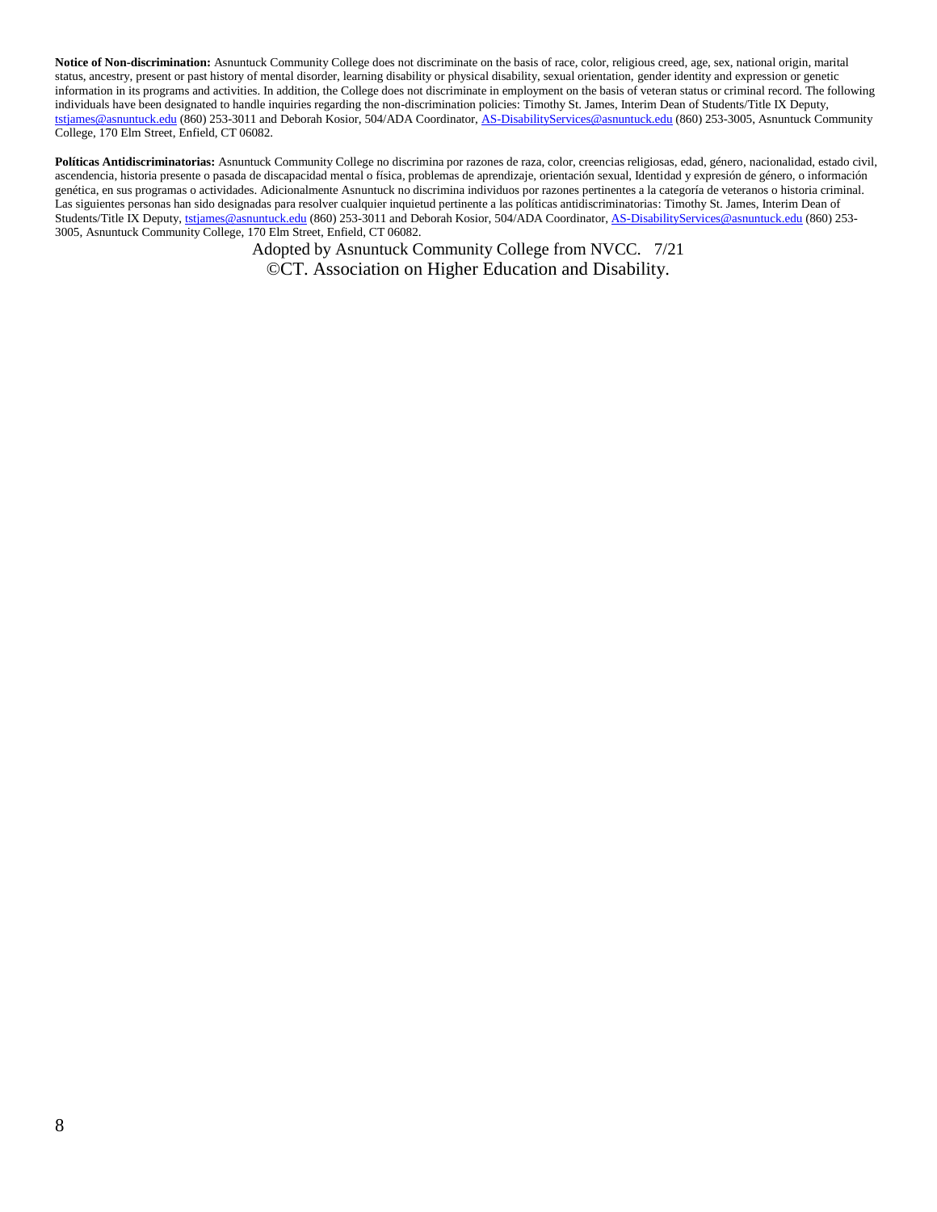**Notice of Non-discrimination:** Asnuntuck Community College does not discriminate on the basis of race, color, religious creed, age, sex, national origin, marital status, ancestry, present or past history of mental disorder, learning disability or physical disability, sexual orientation, gender identity and expression or genetic information in its programs and activities. In addition, the College does not discriminate in employment on the basis of veteran status or criminal record. The following individuals have been designated to handle inquiries regarding the non-discrimination policies: Timothy St. James, Interim Dean of Students/Title IX Deputy, tstjames@asnuntuck.edu (860) 253-3011 and Deborah Kosior, 504/ADA Coordinator, AS-DisabilityServices@asnuntuck.edu (860) 253-3005, Asnuntuck Community College, 170 Elm Street, Enfield, CT 06082.

**Políticas Antidiscriminatorias:** Asnuntuck Community College no discrimina por razones de raza, color, creencias religiosas, edad, género, nacionalidad, estado civil, ascendencia, historia presente o pasada de discapacidad mental o física, problemas de aprendizaje, orientación sexual, Identidad y expresión de género, o información genética, en sus programas o actividades. Adicionalmente Asnuntuck no discrimina individuos por razones pertinentes a la categoría de veteranos o historia criminal. Las siguientes personas han sido designadas para resolver cualquier inquietud pertinente a las políticas antidiscriminatorias: Timothy St. James, Interim Dean of Students/Title IX Deputy, tstjames@asnuntuck.edu (860) 253-3011 and Deborah Kosior, 504/ADA Coordinator, AS-DisabilityServices@asnuntuck.edu (860) 253-3005, Asnuntuck Community College, 170 Elm Street, Enfield, CT 06082.

Adopted by Asnuntuck Community College from NVCC. 7/21

©CT. Association on Higher Education and Disability.